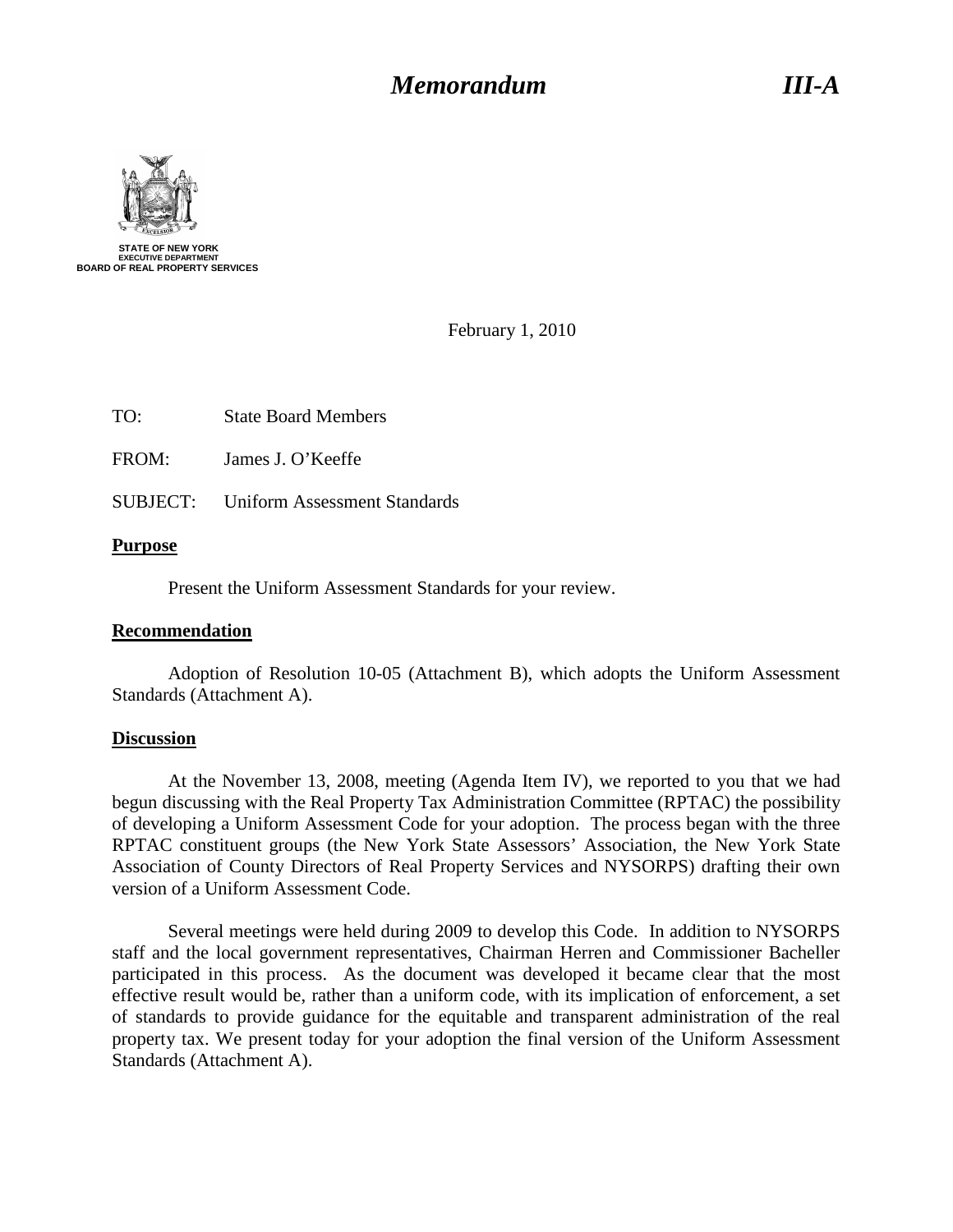# *Memorandum* *III-A*

STATE OF NEW YORK
EXECUTIVE DEPARTMENT
BOARD OF REAL PROPERTY SERVICES

February 1, 2010

TO: State Board Members

FROM: James J. O'Keeffe

SUBJECT: Uniform Assessment Standards

**Purpose**

Present the Uniform Assessment Standards for your review.

**Recommendation**

Adoption of Resolution 10-05 (Attachment B), which adopts the Uniform Assessment Standards (Attachment A).

**Discussion**

At the November 13, 2008, meeting (Agenda Item IV), we reported to you that we had begun discussing with the Real Property Tax Administration Committee (RPTAC) the possibility of developing a Uniform Assessment Code for your adoption. The process began with the three RPTAC constituent groups (the New York State Assessors' Association, the New York State Association of County Directors of Real Property Services and NYSORPS) drafting their own version of a Uniform Assessment Code.

Several meetings were held during 2009 to develop this Code. In addition to NYSORPS staff and the local government representatives, Chairman Herren and Commissioner Bacheller participated in this process. As the document was developed it became clear that the most effective result would be, rather than a uniform code, with its implication of enforcement, a set of standards to provide guidance for the equitable and transparent administration of the real property tax. We present today for your adoption the final version of the Uniform Assessment Standards (Attachment A).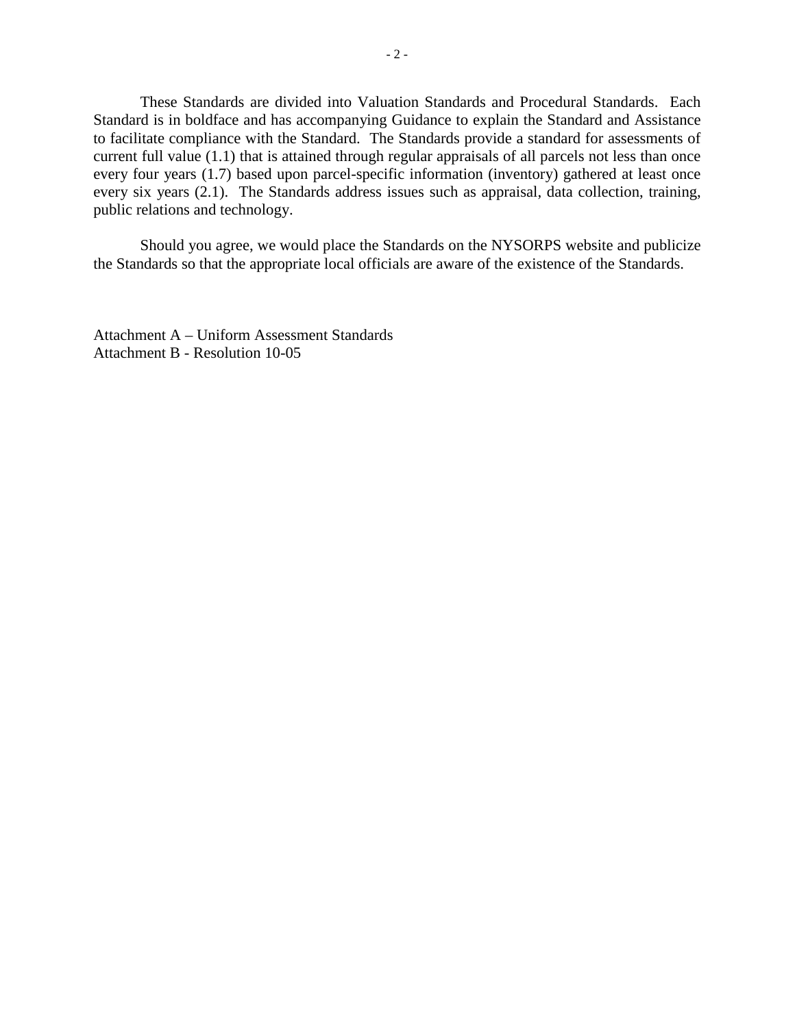These Standards are divided into Valuation Standards and Procedural Standards. Each Standard is in boldface and has accompanying Guidance to explain the Standard and Assistance to facilitate compliance with the Standard. The Standards provide a standard for assessments of current full value (1.1) that is attained through regular appraisals of all parcels not less than once every four years (1.7) based upon parcel-specific information (inventory) gathered at least once every six years (2.1). The Standards address issues such as appraisal, data collection, training, public relations and technology.

Should you agree, we would place the Standards on the NYSORPS website and publicize the Standards so that the appropriate local officials are aware of the existence of the Standards.

Attachment A – Uniform Assessment Standards
Attachment B - Resolution 10-05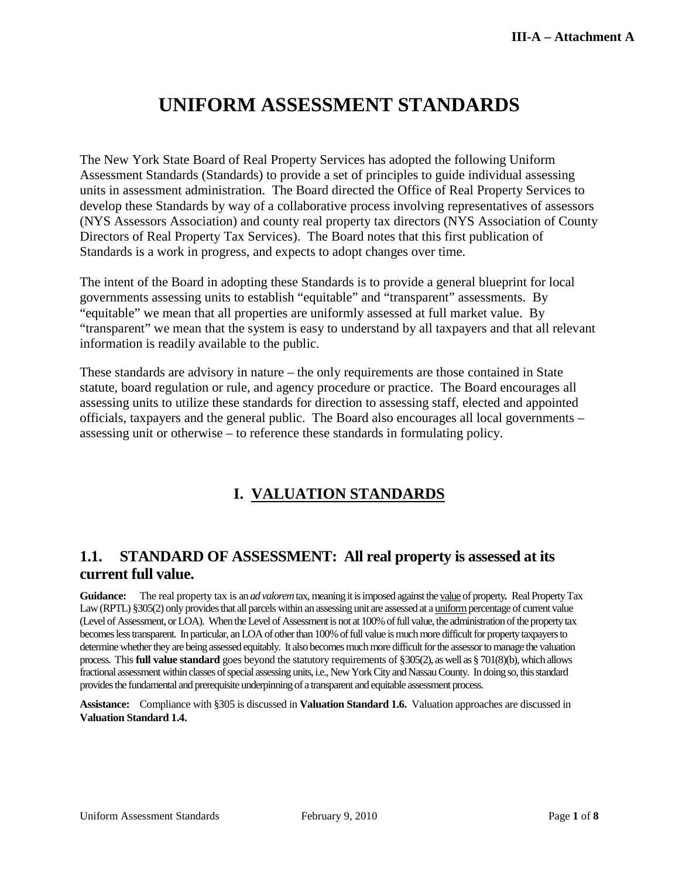# UNIFORM ASSESSMENT STANDARDS

The New York State Board of Real Property Services has adopted the following Uniform Assessment Standards (Standards) to provide a set of principles to guide individual assessing units in assessment administration. The Board directed the Office of Real Property Services to develop these Standards by way of a collaborative process involving representatives of assessors (NYS Assessors Association) and county real property tax directors (NYS Association of County Directors of Real Property Tax Services). The Board notes that this first publication of Standards is a work in progress, and expects to adopt changes over time.

The intent of the Board in adopting these Standards is to provide a general blueprint for local governments assessing units to establish "equitable" and "transparent" assessments. By "equitable" we mean that all properties are uniformly assessed at full market value. By "transparent" we mean that the system is easy to understand by all taxpayers and that all relevant information is readily available to the public.

These standards are advisory in nature – the only requirements are those contained in State statute, board regulation or rule, and agency procedure or practice. The Board encourages all assessing units to utilize these standards for direction to assessing staff, elected and appointed officials, taxpayers and the general public. The Board also encourages all local governments – assessing unit or otherwise – to reference these standards in formulating policy.

## I. VALUATION STANDARDS

### 1.1. STANDARD OF ASSESSMENT: All real property is assessed at its current full value.

**Guidance:** The real property tax is an *ad valorem* tax, meaning it is imposed against the value of property. Real Property Tax Law (RPTL) §305(2) only provides that all parcels within an assessing unit are assessed at a uniform percentage of current value (Level of Assessment, or LOA). When the Level of Assessment is not at 100% of full value, the administration of the property tax becomes less transparent. In particular, an LOA of other than 100% of full value is much more difficult for property taxpayers to determine whether they are being assessed equitably. It also becomes much more difficult for the assessor to manage the valuation process. This **full value standard** goes beyond the statutory requirements of §305(2), as well as § 701(8)(b), which allows fractional assessment within classes of special assessing units, i.e., New York City and Nassau County. In doing so, this standard provides the fundamental and prerequisite underpinning of a transparent and equitable assessment process.

**Assistance:** Compliance with §305 is discussed in **Valuation Standard 1.6.** Valuation approaches are discussed in **Valuation Standard 1.4.**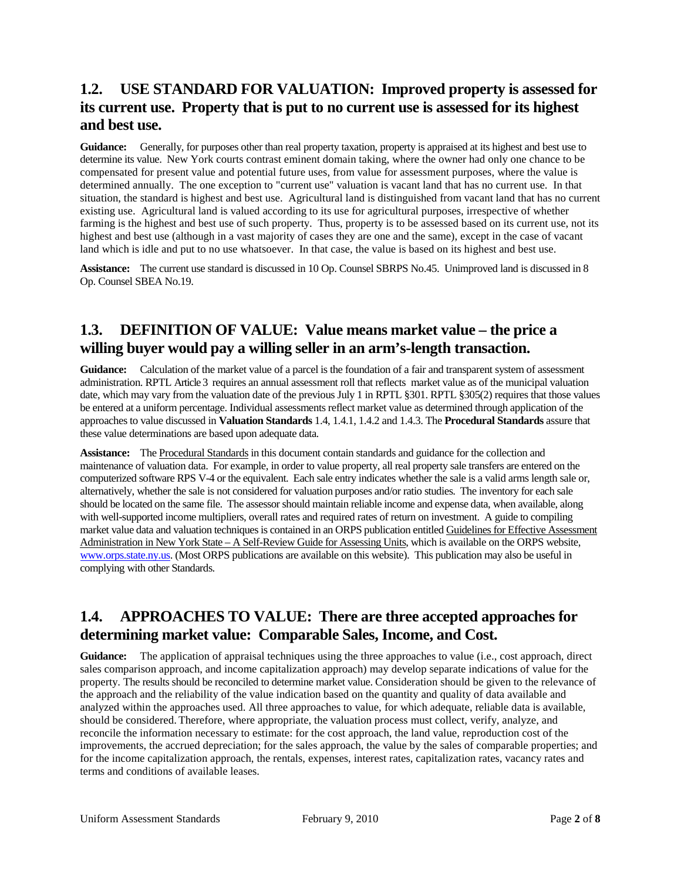## 1.2. USE STANDARD FOR VALUATION: Improved property is assessed for its current use. Property that is put to no current use is assessed for its highest and best use.

**Guidance:** Generally, for purposes other than real property taxation, property is appraised at its highest and best use to determine its value. New York courts contrast eminent domain taking, where the owner had only one chance to be compensated for present value and potential future uses, from value for assessment purposes, where the value is determined annually. The one exception to "current use" valuation is vacant land that has no current use. In that situation, the standard is highest and best use. Agricultural land is distinguished from vacant land that has no current existing use. Agricultural land is valued according to its use for agricultural purposes, irrespective of whether farming is the highest and best use of such property. Thus, property is to be assessed based on its current use, not its highest and best use (although in a vast majority of cases they are one and the same), except in the case of vacant land which is idle and put to no use whatsoever. In that case, the value is based on its highest and best use.

**Assistance:** The current use standard is discussed in 10 Op. Counsel SBRPS No.45. Unimproved land is discussed in 8 Op. Counsel SBEA No.19.

## 1.3. DEFINITION OF VALUE: Value means market value – the price a willing buyer would pay a willing seller in an arm's-length transaction.

**Guidance:** Calculation of the market value of a parcel is the foundation of a fair and transparent system of assessment administration. RPTL Article 3 requires an annual assessment roll that reflects market value as of the municipal valuation date, which may vary from the valuation date of the previous July 1 in RPTL §301. RPTL §305(2) requires that those values be entered at a uniform percentage. Individual assessments reflect market value as determined through application of the approaches to value discussed in **Valuation Standards** 1.4, 1.4.1, 1.4.2 and 1.4.3. The **Procedural Standards** assure that these value determinations are based upon adequate data.

**Assistance:** The Procedural Standards in this document contain standards and guidance for the collection and maintenance of valuation data. For example, in order to value property, all real property sale transfers are entered on the computerized software RPS V-4 or the equivalent. Each sale entry indicates whether the sale is a valid arms length sale or, alternatively, whether the sale is not considered for valuation purposes and/or ratio studies. The inventory for each sale should be located on the same file. The assessor should maintain reliable income and expense data, when available, along with well-supported income multipliers, overall rates and required rates of return on investment. A guide to compiling market value data and valuation techniques is contained in an ORPS publication entitled Guidelines for Effective Assessment Administration in New York State – A Self-Review Guide for Assessing Units, which is available on the ORPS website, www.orps.state.ny.us. (Most ORPS publications are available on this website). This publication may also be useful in complying with other Standards.

## 1.4. APPROACHES TO VALUE: There are three accepted approaches for determining market value: Comparable Sales, Income, and Cost.

**Guidance:** The application of appraisal techniques using the three approaches to value (i.e., cost approach, direct sales comparison approach, and income capitalization approach) may develop separate indications of value for the property. The results should be reconciled to determine market value. Consideration should be given to the relevance of the approach and the reliability of the value indication based on the quantity and quality of data available and analyzed within the approaches used. All three approaches to value, for which adequate, reliable data is available, should be considered. Therefore, where appropriate, the valuation process must collect, verify, analyze, and reconcile the information necessary to estimate: for the cost approach, the land value, reproduction cost of the improvements, the accrued depreciation; for the sales approach, the value by the sales of comparable properties; and for the income capitalization approach, the rentals, expenses, interest rates, capitalization rates, vacancy rates and terms and conditions of available leases.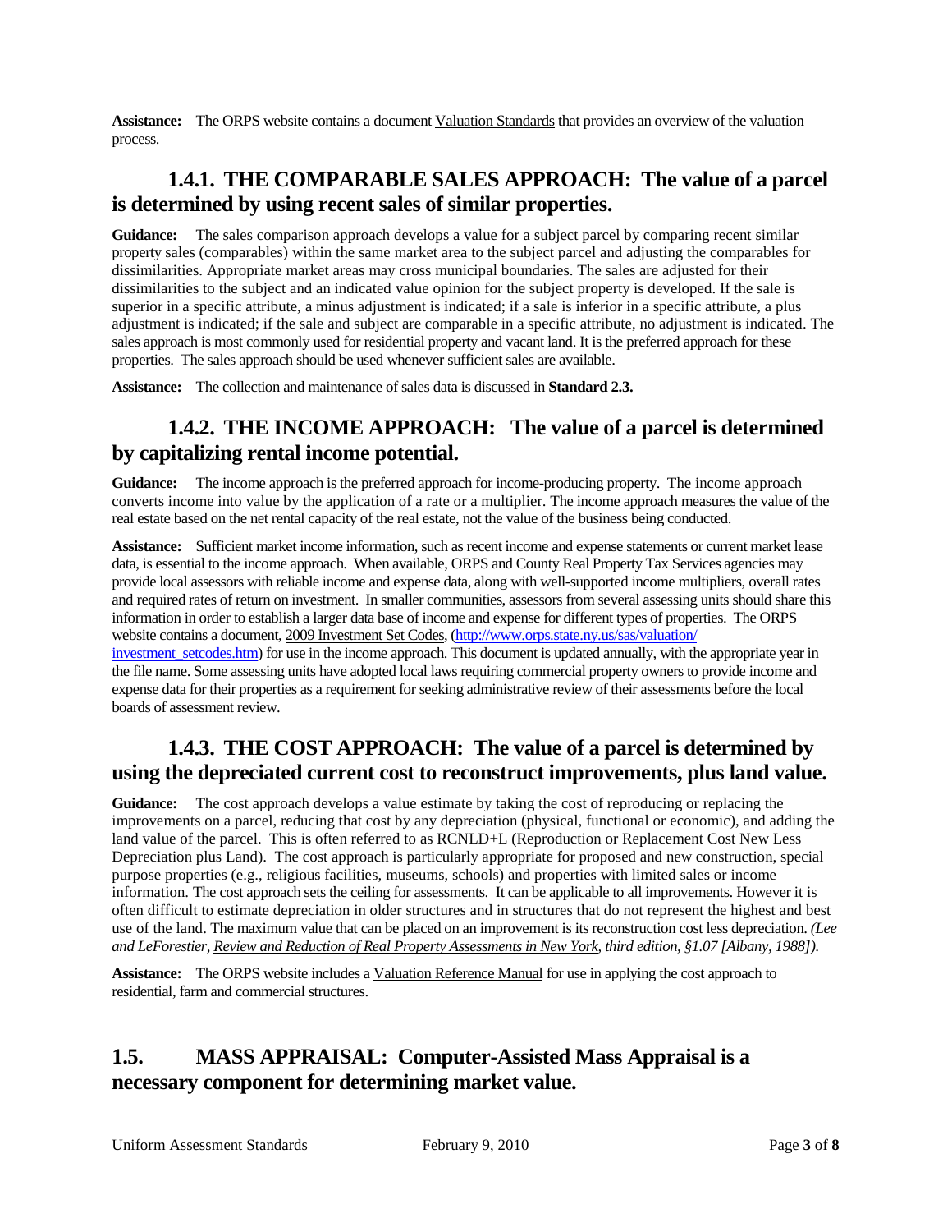**Assistance:** The ORPS website contains a document Valuation Standards that provides an overview of the valuation process.

### 1.4.1. THE COMPARABLE SALES APPROACH: The value of a parcel is determined by using recent sales of similar properties.

**Guidance:** The sales comparison approach develops a value for a subject parcel by comparing recent similar property sales (comparables) within the same market area to the subject parcel and adjusting the comparables for dissimilarities. Appropriate market areas may cross municipal boundaries. The sales are adjusted for their dissimilarities to the subject and an indicated value opinion for the subject property is developed. If the sale is superior in a specific attribute, a minus adjustment is indicated; if a sale is inferior in a specific attribute, a plus adjustment is indicated; if the sale and subject are comparable in a specific attribute, no adjustment is indicated. The sales approach is most commonly used for residential property and vacant land. It is the preferred approach for these properties. The sales approach should be used whenever sufficient sales are available.

**Assistance:** The collection and maintenance of sales data is discussed in **Standard 2.3.**

### 1.4.2. THE INCOME APPROACH: The value of a parcel is determined by capitalizing rental income potential.

**Guidance:** The income approach is the preferred approach for income-producing property. The income approach converts income into value by the application of a rate or a multiplier. The income approach measures the value of the real estate based on the net rental capacity of the real estate, not the value of the business being conducted.

**Assistance:** Sufficient market income information, such as recent income and expense statements or current market lease data, is essential to the income approach. When available, ORPS and County Real Property Tax Services agencies may provide local assessors with reliable income and expense data, along with well-supported income multipliers, overall rates and required rates of return on investment. In smaller communities, assessors from several assessing units should share this information in order to establish a larger data base of income and expense for different types of properties. The ORPS website contains a document, 2009 Investment Set Codes, (http://www.orps.state.ny.us/sas/valuation/investment_setcodes.htm) for use in the income approach. This document is updated annually, with the appropriate year in the file name. Some assessing units have adopted local laws requiring commercial property owners to provide income and expense data for their properties as a requirement for seeking administrative review of their assessments before the local boards of assessment review.

### 1.4.3. THE COST APPROACH: The value of a parcel is determined by using the depreciated current cost to reconstruct improvements, plus land value.

**Guidance:** The cost approach develops a value estimate by taking the cost of reproducing or replacing the improvements on a parcel, reducing that cost by any depreciation (physical, functional or economic), and adding the land value of the parcel. This is often referred to as RCNLD+L (Reproduction or Replacement Cost New Less Depreciation plus Land). The cost approach is particularly appropriate for proposed and new construction, special purpose properties (e.g., religious facilities, museums, schools) and properties with limited sales or income information. The cost approach sets the ceiling for assessments. It can be applicable to all improvements. However it is often difficult to estimate depreciation in older structures and in structures that do not represent the highest and best use of the land. The maximum value that can be placed on an improvement is its reconstruction cost less depreciation. *(Lee and LeForestier, Review and Reduction of Real Property Assessments in New York, third edition, §1.07 [Albany, 1988]).*

**Assistance:** The ORPS website includes a Valuation Reference Manual for use in applying the cost approach to residential, farm and commercial structures.

## 1.5. MASS APPRAISAL: Computer-Assisted Mass Appraisal is a necessary component for determining market value.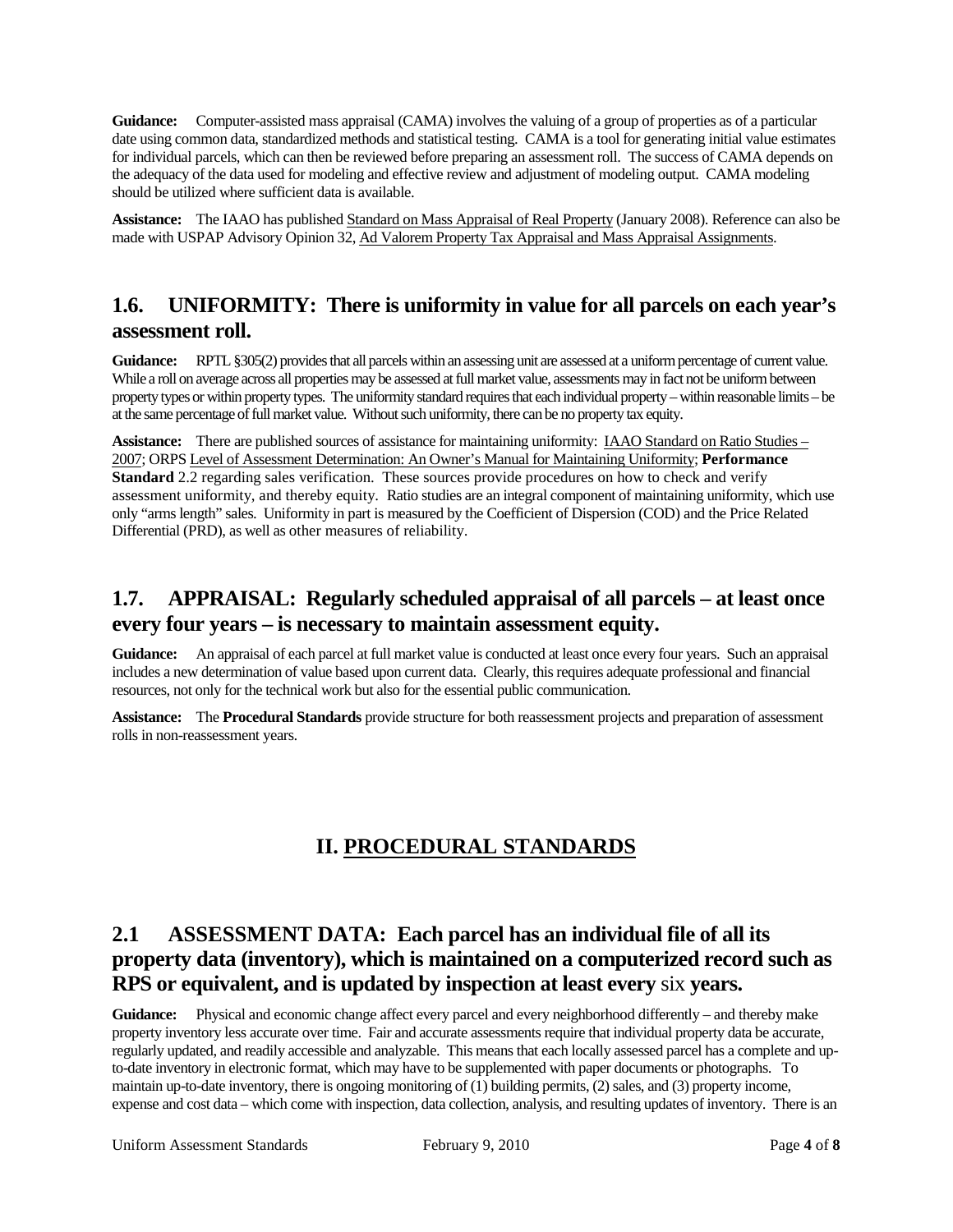**Guidance:** Computer-assisted mass appraisal (CAMA) involves the valuing of a group of properties as of a particular date using common data, standardized methods and statistical testing. CAMA is a tool for generating initial value estimates for individual parcels, which can then be reviewed before preparing an assessment roll. The success of CAMA depends on the adequacy of the data used for modeling and effective review and adjustment of modeling output. CAMA modeling should be utilized where sufficient data is available.

**Assistance:** The IAAO has published Standard on Mass Appraisal of Real Property (January 2008). Reference can also be made with USPAP Advisory Opinion 32, Ad Valorem Property Tax Appraisal and Mass Appraisal Assignments.

## 1.6. UNIFORMITY: There is uniformity in value for all parcels on each year's assessment roll.

**Guidance:** RPTL §305(2) provides that all parcels within an assessing unit are assessed at a uniform percentage of current value. While a roll on average across all properties may be assessed at full market value, assessments may in fact not be uniform between property types or within property types. The uniformity standard requires that each individual property – within reasonable limits – be at the same percentage of full market value. Without such uniformity, there can be no property tax equity.

**Assistance:** There are published sources of assistance for maintaining uniformity: IAAO Standard on Ratio Studies – 2007; ORPS Level of Assessment Determination: An Owner's Manual for Maintaining Uniformity; **Performance Standard** 2.2 regarding sales verification. These sources provide procedures on how to check and verify assessment uniformity, and thereby equity. Ratio studies are an integral component of maintaining uniformity, which use only "arms length" sales. Uniformity in part is measured by the Coefficient of Dispersion (COD) and the Price Related Differential (PRD), as well as other measures of reliability.

## 1.7. APPRAISAL: Regularly scheduled appraisal of all parcels – at least once every four years – is necessary to maintain assessment equity.

**Guidance:** An appraisal of each parcel at full market value is conducted at least once every four years. Such an appraisal includes a new determination of value based upon current data. Clearly, this requires adequate professional and financial resources, not only for the technical work but also for the essential public communication.

**Assistance:** The **Procedural Standards** provide structure for both reassessment projects and preparation of assessment rolls in non-reassessment years.

# II. PROCEDURAL STANDARDS

## 2.1 ASSESSMENT DATA: Each parcel has an individual file of all its property data (inventory), which is maintained on a computerized record such as RPS or equivalent, and is updated by inspection at least every six years.

**Guidance:** Physical and economic change affect every parcel and every neighborhood differently – and thereby make property inventory less accurate over time. Fair and accurate assessments require that individual property data be accurate, regularly updated, and readily accessible and analyzable. This means that each locally assessed parcel has a complete and up-to-date inventory in electronic format, which may have to be supplemented with paper documents or photographs. To maintain up-to-date inventory, there is ongoing monitoring of (1) building permits, (2) sales, and (3) property income, expense and cost data – which come with inspection, data collection, analysis, and resulting updates of inventory. There is an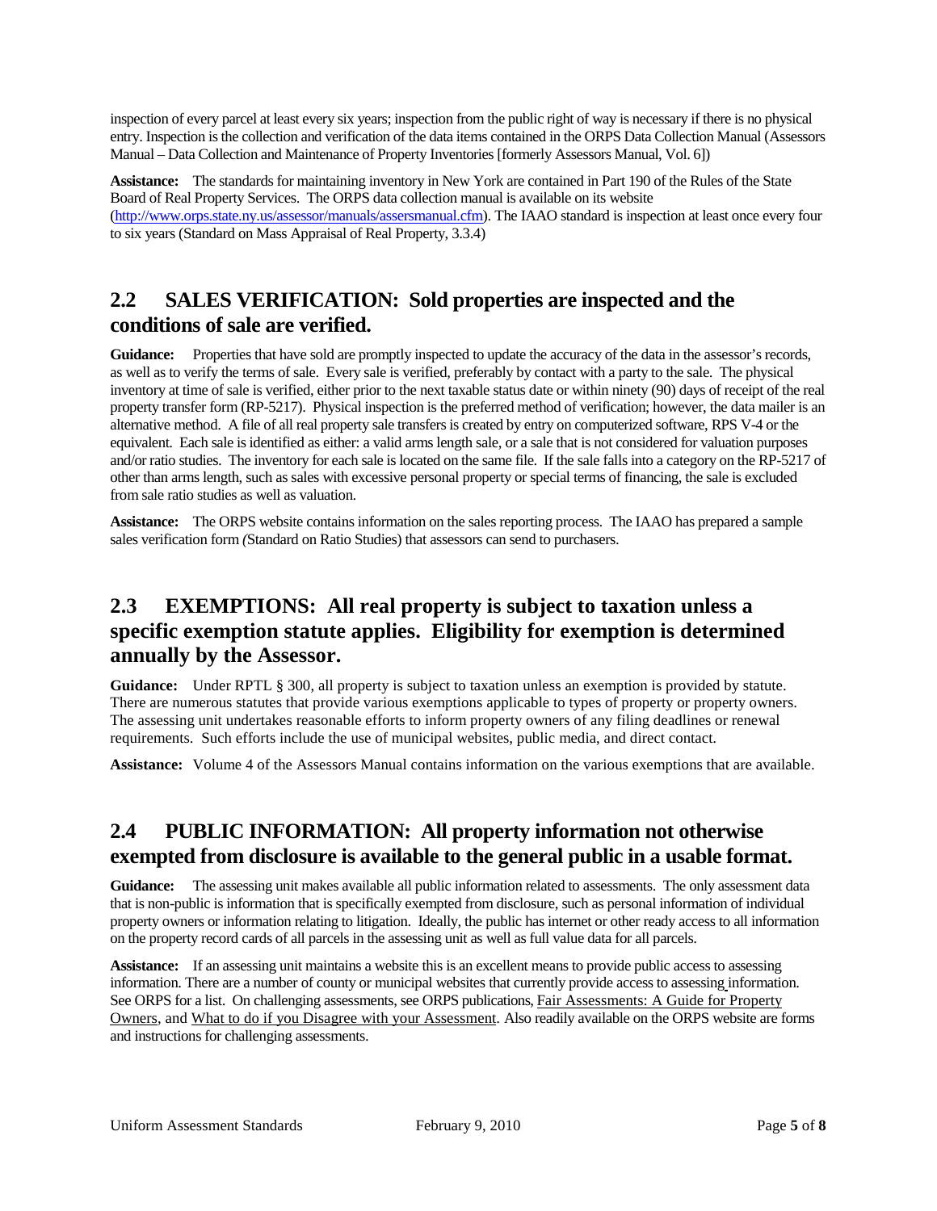inspection of every parcel at least every six years; inspection from the public right of way is necessary if there is no physical entry. Inspection is the collection and verification of the data items contained in the ORPS Data Collection Manual (Assessors Manual – Data Collection and Maintenance of Property Inventories [formerly Assessors Manual, Vol. 6])

**Assistance:** The standards for maintaining inventory in New York are contained in Part 190 of the Rules of the State Board of Real Property Services. The ORPS data collection manual is available on its website (http://www.orps.state.ny.us/assessor/manuals/assersmanual.cfm). The IAAO standard is inspection at least once every four to six years (Standard on Mass Appraisal of Real Property, 3.3.4)

## 2.2 SALES VERIFICATION: Sold properties are inspected and the conditions of sale are verified.

**Guidance:** Properties that have sold are promptly inspected to update the accuracy of the data in the assessor's records, as well as to verify the terms of sale. Every sale is verified, preferably by contact with a party to the sale. The physical inventory at time of sale is verified, either prior to the next taxable status date or within ninety (90) days of receipt of the real property transfer form (RP-5217). Physical inspection is the preferred method of verification; however, the data mailer is an alternative method. A file of all real property sale transfers is created by entry on computerized software, RPS V-4 or the equivalent. Each sale is identified as either: a valid arms length sale, or a sale that is not considered for valuation purposes and/or ratio studies. The inventory for each sale is located on the same file. If the sale falls into a category on the RP-5217 of other than arms length, such as sales with excessive personal property or special terms of financing, the sale is excluded from sale ratio studies as well as valuation.

**Assistance:** The ORPS website contains information on the sales reporting process. The IAAO has prepared a sample sales verification form *(*Standard on Ratio Studies) that assessors can send to purchasers.

## 2.3 EXEMPTIONS: All real property is subject to taxation unless a specific exemption statute applies. Eligibility for exemption is determined annually by the Assessor.

**Guidance:** Under RPTL § 300, all property is subject to taxation unless an exemption is provided by statute. There are numerous statutes that provide various exemptions applicable to types of property or property owners. The assessing unit undertakes reasonable efforts to inform property owners of any filing deadlines or renewal requirements. Such efforts include the use of municipal websites, public media, and direct contact.

**Assistance:** Volume 4 of the Assessors Manual contains information on the various exemptions that are available.

## 2.4 PUBLIC INFORMATION: All property information not otherwise exempted from disclosure is available to the general public in a usable format.

**Guidance:** The assessing unit makes available all public information related to assessments. The only assessment data that is non-public is information that is specifically exempted from disclosure, such as personal information of individual property owners or information relating to litigation. Ideally, the public has internet or other ready access to all information on the property record cards of all parcels in the assessing unit as well as full value data for all parcels.

**Assistance:** If an assessing unit maintains a website this is an excellent means to provide public access to assessing information. There are a number of county or municipal websites that currently provide access to assessing information. See ORPS for a list. On challenging assessments, see ORPS publications, Fair Assessments: A Guide for Property Owners, and What to do if you Disagree with your Assessment. Also readily available on the ORPS website are forms and instructions for challenging assessments.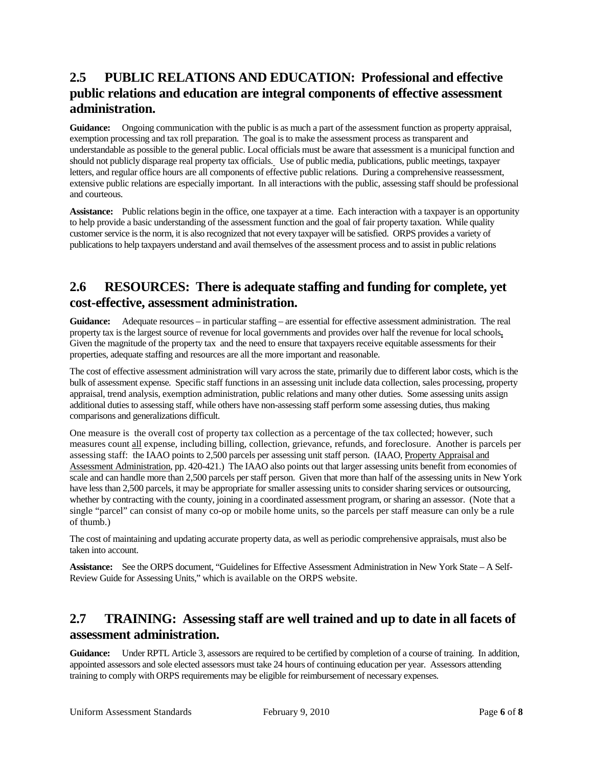## 2.5 PUBLIC RELATIONS AND EDUCATION: Professional and effective public relations and education are integral components of effective assessment administration.

**Guidance:** Ongoing communication with the public is as much a part of the assessment function as property appraisal, exemption processing and tax roll preparation. The goal is to make the assessment process as transparent and understandable as possible to the general public. Local officials must be aware that assessment is a municipal function and should not publicly disparage real property tax officials. Use of public media, publications, public meetings, taxpayer letters, and regular office hours are all components of effective public relations. During a comprehensive reassessment, extensive public relations are especially important. In all interactions with the public, assessing staff should be professional and courteous.

**Assistance:** Public relations begin in the office, one taxpayer at a time. Each interaction with a taxpayer is an opportunity to help provide a basic understanding of the assessment function and the goal of fair property taxation. While quality customer service is the norm, it is also recognized that not every taxpayer will be satisfied. ORPS provides a variety of publications to help taxpayers understand and avail themselves of the assessment process and to assist in public relations

## 2.6 RESOURCES: There is adequate staffing and funding for complete, yet cost-effective, assessment administration.

**Guidance:** Adequate resources – in particular staffing – are essential for effective assessment administration. The real property tax is the largest source of revenue for local governments and provides over half the revenue for local schools. Given the magnitude of the property tax and the need to ensure that taxpayers receive equitable assessments for their properties, adequate staffing and resources are all the more important and reasonable.

The cost of effective assessment administration will vary across the state, primarily due to different labor costs, which is the bulk of assessment expense. Specific staff functions in an assessing unit include data collection, sales processing, property appraisal, trend analysis, exemption administration, public relations and many other duties. Some assessing units assign additional duties to assessing staff, while others have non-assessing staff perform some assessing duties, thus making comparisons and generalizations difficult.

One measure is the overall cost of property tax collection as a percentage of the tax collected; however, such measures count all expense, including billing, collection, grievance, refunds, and foreclosure. Another is parcels per assessing staff: the IAAO points to 2,500 parcels per assessing unit staff person. (IAAO, Property Appraisal and Assessment Administration, pp. 420-421.) The IAAO also points out that larger assessing units benefit from economies of scale and can handle more than 2,500 parcels per staff person. Given that more than half of the assessing units in New York have less than 2,500 parcels, it may be appropriate for smaller assessing units to consider sharing services or outsourcing, whether by contracting with the county, joining in a coordinated assessment program, or sharing an assessor. (Note that a single "parcel" can consist of many co-op or mobile home units, so the parcels per staff measure can only be a rule of thumb.)

The cost of maintaining and updating accurate property data, as well as periodic comprehensive appraisals, must also be taken into account.

**Assistance:** See the ORPS document, "Guidelines for Effective Assessment Administration in New York State – A Self-Review Guide for Assessing Units," which is available on the ORPS website.

## 2.7 TRAINING: Assessing staff are well trained and up to date in all facets of assessment administration.

**Guidance:** Under RPTL Article 3, assessors are required to be certified by completion of a course of training. In addition, appointed assessors and sole elected assessors must take 24 hours of continuing education per year. Assessors attending training to comply with ORPS requirements may be eligible for reimbursement of necessary expenses.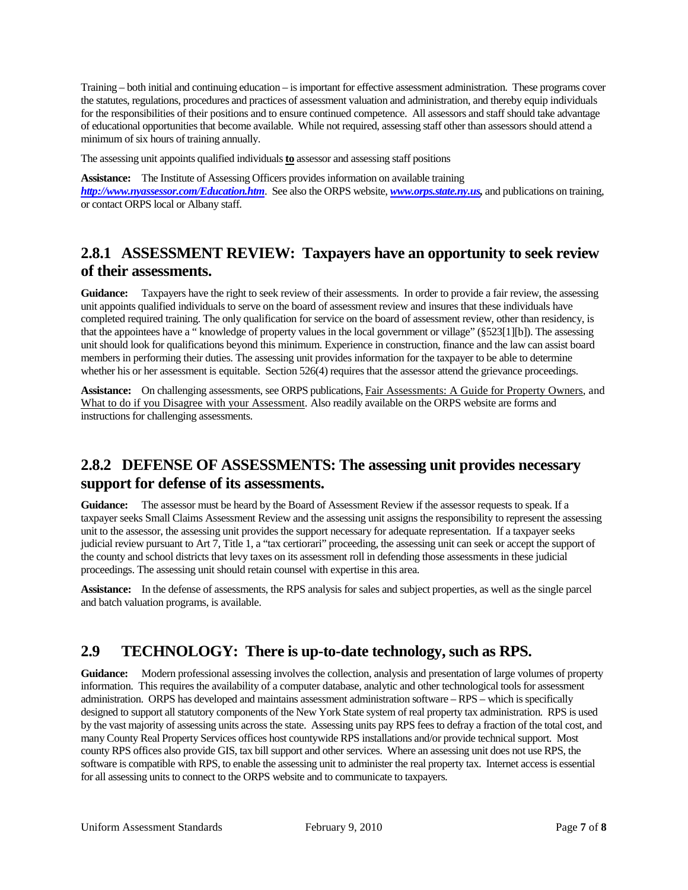Training – both initial and continuing education – is important for effective assessment administration. These programs cover the statutes, regulations, procedures and practices of assessment valuation and administration, and thereby equip individuals for the responsibilities of their positions and to ensure continued competence. All assessors and staff should take advantage of educational opportunities that become available. While not required, assessing staff other than assessors should attend a minimum of six hours of training annually.

The assessing unit appoints qualified individuals **to** assessor and assessing staff positions

**Assistance:** The Institute of Assessing Officers provides information on available training ***http://www.nyassessor.com/Education.htm***. See also the ORPS website, ***www.orps.state.ny.us,*** and publications on training, or contact ORPS local or Albany staff.

## 2.8.1 ASSESSMENT REVIEW: Taxpayers have an opportunity to seek review of their assessments.

**Guidance:** Taxpayers have the right to seek review of their assessments. In order to provide a fair review, the assessing unit appoints qualified individuals to serve on the board of assessment review and insures that these individuals have completed required training. The only qualification for service on the board of assessment review, other than residency, is that the appointees have a " knowledge of property values in the local government or village" (§523[1][b]). The assessing unit should look for qualifications beyond this minimum. Experience in construction, finance and the law can assist board members in performing their duties. The assessing unit provides information for the taxpayer to be able to determine whether his or her assessment is equitable. Section 526(4) requires that the assessor attend the grievance proceedings.

**Assistance:** On challenging assessments, see ORPS publications, Fair Assessments: A Guide for Property Owners, and What to do if you Disagree with your Assessment. Also readily available on the ORPS website are forms and instructions for challenging assessments.

## 2.8.2 DEFENSE OF ASSESSMENTS: The assessing unit provides necessary support for defense of its assessments.

**Guidance:** The assessor must be heard by the Board of Assessment Review if the assessor requests to speak. If a taxpayer seeks Small Claims Assessment Review and the assessing unit assigns the responsibility to represent the assessing unit to the assessor, the assessing unit provides the support necessary for adequate representation. If a taxpayer seeks judicial review pursuant to Art 7, Title 1, a "tax certiorari" proceeding, the assessing unit can seek or accept the support of the county and school districts that levy taxes on its assessment roll in defending those assessments in these judicial proceedings. The assessing unit should retain counsel with expertise in this area.

**Assistance:** In the defense of assessments, the RPS analysis for sales and subject properties, as well as the single parcel and batch valuation programs, is available.

## 2.9 TECHNOLOGY: There is up-to-date technology, such as RPS.

**Guidance:** Modern professional assessing involves the collection, analysis and presentation of large volumes of property information. This requires the availability of a computer database, analytic and other technological tools for assessment administration. ORPS has developed and maintains assessment administration software – RPS – which is specifically designed to support all statutory components of the New York State system of real property tax administration. RPS is used by the vast majority of assessing units across the state. Assessing units pay RPS fees to defray a fraction of the total cost, and many County Real Property Services offices host countywide RPS installations and/or provide technical support. Most county RPS offices also provide GIS, tax bill support and other services. Where an assessing unit does not use RPS, the software is compatible with RPS, to enable the assessing unit to administer the real property tax. Internet access is essential for all assessing units to connect to the ORPS website and to communicate to taxpayers.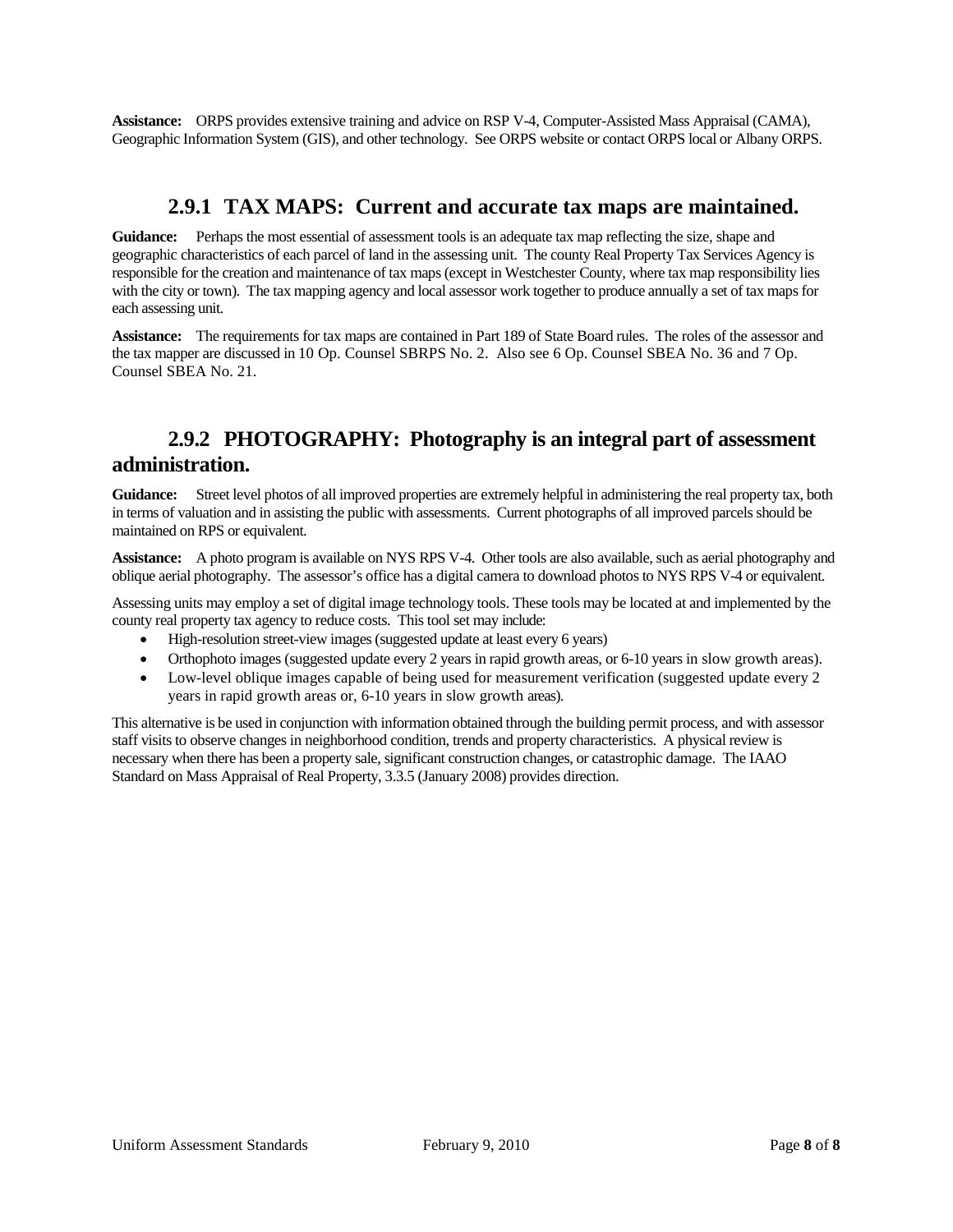**Assistance:** ORPS provides extensive training and advice on RSP V-4, Computer-Assisted Mass Appraisal (CAMA), Geographic Information System (GIS), and other technology. See ORPS website or contact ORPS local or Albany ORPS.

## 2.9.1 TAX MAPS: Current and accurate tax maps are maintained.

**Guidance:** Perhaps the most essential of assessment tools is an adequate tax map reflecting the size, shape and geographic characteristics of each parcel of land in the assessing unit. The county Real Property Tax Services Agency is responsible for the creation and maintenance of tax maps (except in Westchester County, where tax map responsibility lies with the city or town). The tax mapping agency and local assessor work together to produce annually a set of tax maps for each assessing unit.

**Assistance:** The requirements for tax maps are contained in Part 189 of State Board rules. The roles of the assessor and the tax mapper are discussed in 10 Op. Counsel SBRPS No. 2. Also see 6 Op. Counsel SBEA No. 36 and 7 Op. Counsel SBEA No. 21.

## 2.9.2 PHOTOGRAPHY: Photography is an integral part of assessment administration.

**Guidance:** Street level photos of all improved properties are extremely helpful in administering the real property tax, both in terms of valuation and in assisting the public with assessments. Current photographs of all improved parcels should be maintained on RPS or equivalent.

**Assistance:** A photo program is available on NYS RPS V-4. Other tools are also available, such as aerial photography and oblique aerial photography. The assessor's office has a digital camera to download photos to NYS RPS V-4 or equivalent.

Assessing units may employ a set of digital image technology tools. These tools may be located at and implemented by the county real property tax agency to reduce costs. This tool set may include:

- High-resolution street-view images (suggested update at least every 6 years)
- Orthophoto images (suggested update every 2 years in rapid growth areas, or 6-10 years in slow growth areas).
- Low-level oblique images capable of being used for measurement verification (suggested update every 2 years in rapid growth areas or, 6-10 years in slow growth areas).

This alternative is be used in conjunction with information obtained through the building permit process, and with assessor staff visits to observe changes in neighborhood condition, trends and property characteristics. A physical review is necessary when there has been a property sale, significant construction changes, or catastrophic damage. The IAAO Standard on Mass Appraisal of Real Property, 3.3.5 (January 2008) provides direction.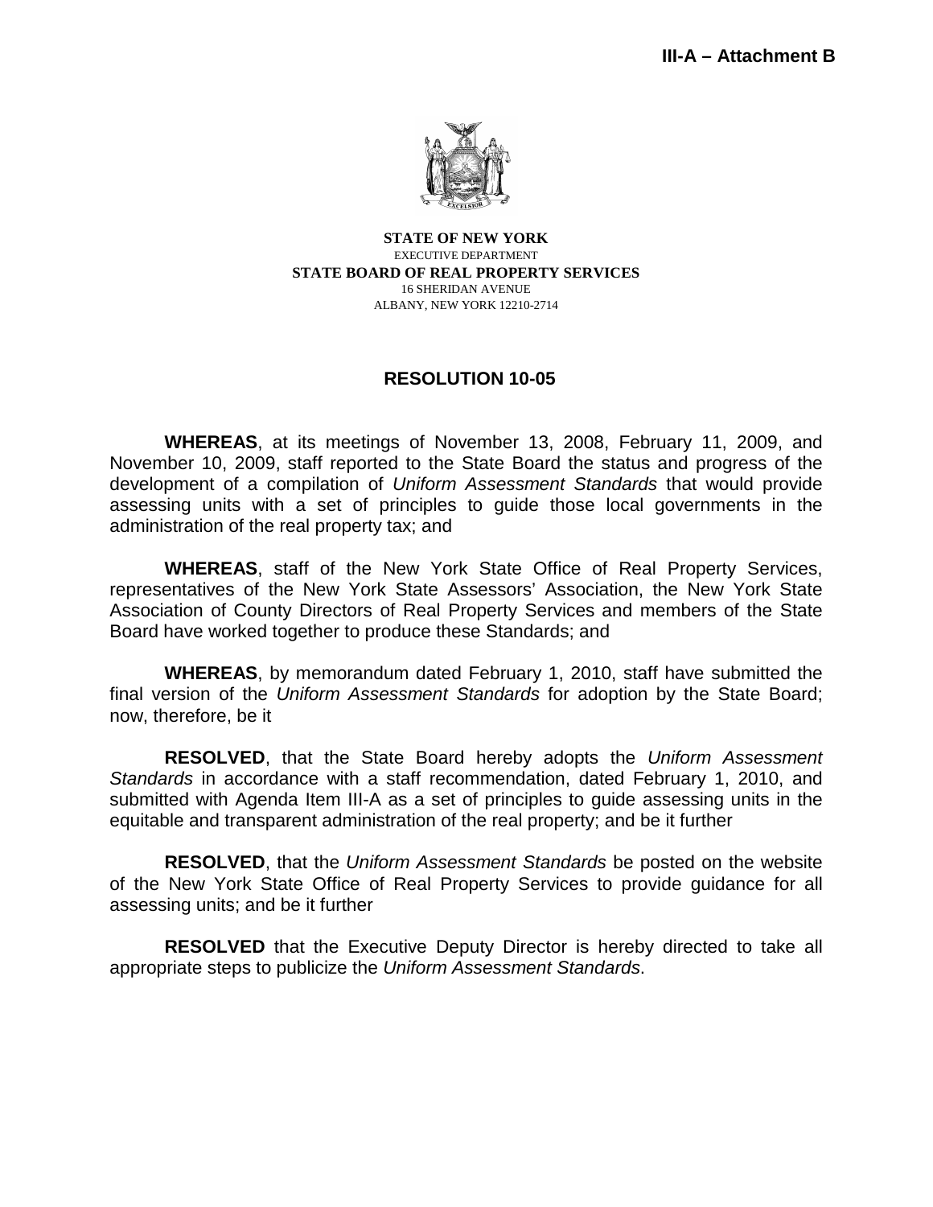**III-A – Attachment B**

**STATE OF NEW YORK**
EXECUTIVE DEPARTMENT
**STATE BOARD OF REAL PROPERTY SERVICES**
16 SHERIDAN AVENUE
ALBANY, NEW YORK 12210-2714

## RESOLUTION 10-05

**WHEREAS**, at its meetings of November 13, 2008, February 11, 2009, and November 10, 2009, staff reported to the State Board the status and progress of the development of a compilation of *Uniform Assessment Standards* that would provide assessing units with a set of principles to guide those local governments in the administration of the real property tax; and

**WHEREAS**, staff of the New York State Office of Real Property Services, representatives of the New York State Assessors' Association, the New York State Association of County Directors of Real Property Services and members of the State Board have worked together to produce these Standards; and

**WHEREAS**, by memorandum dated February 1, 2010, staff have submitted the final version of the *Uniform Assessment Standards* for adoption by the State Board; now, therefore, be it

**RESOLVED**, that the State Board hereby adopts the *Uniform Assessment Standards* in accordance with a staff recommendation, dated February 1, 2010, and submitted with Agenda Item III-A as a set of principles to guide assessing units in the equitable and transparent administration of the real property; and be it further

**RESOLVED**, that the *Uniform Assessment Standards* be posted on the website of the New York State Office of Real Property Services to provide guidance for all assessing units; and be it further

**RESOLVED** that the Executive Deputy Director is hereby directed to take all appropriate steps to publicize the *Uniform Assessment Standards*.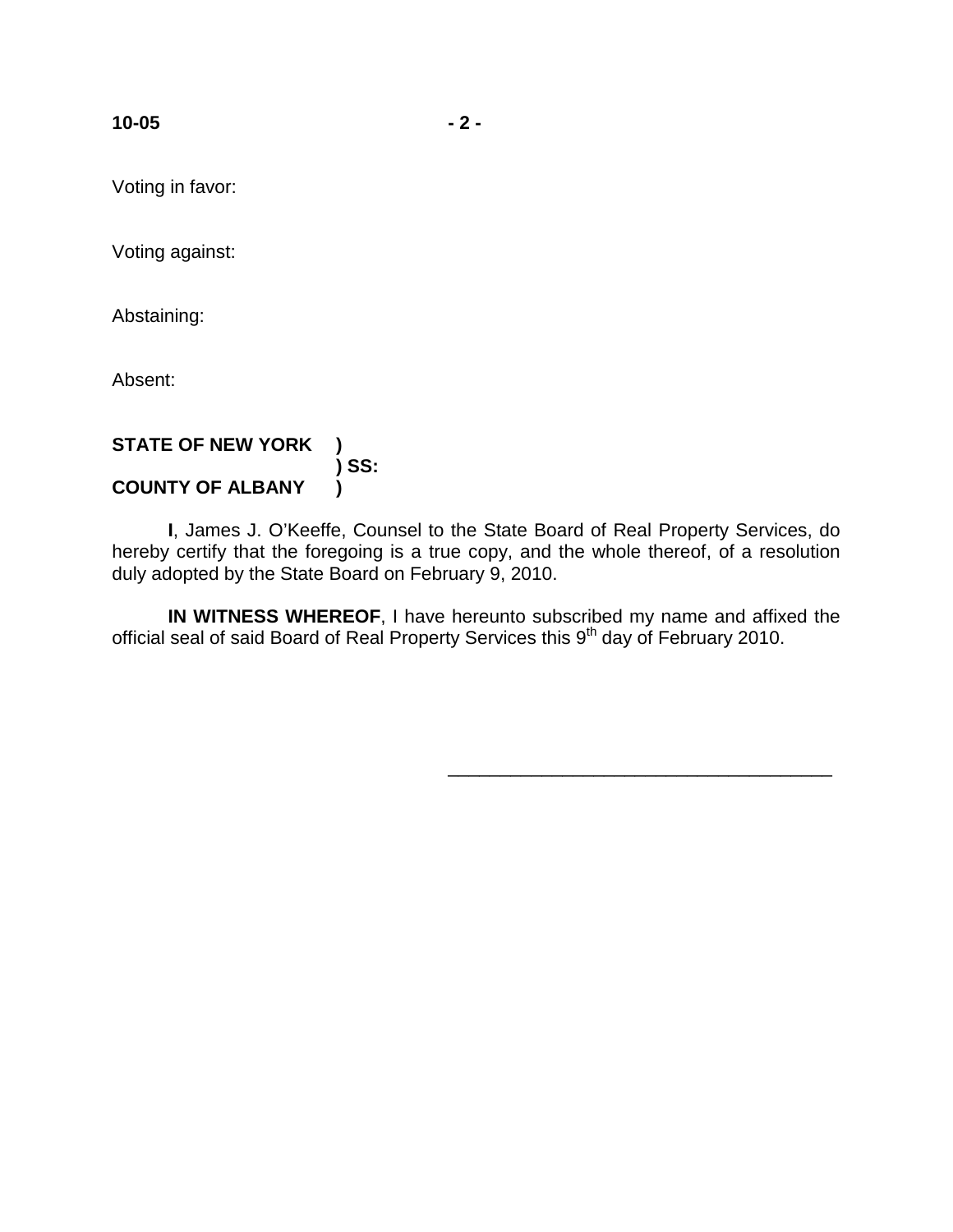Voting in favor:

Voting against:

Abstaining:

Absent:

**STATE OF NEW YORK )**
**) SS:**
**COUNTY OF ALBANY )**

**I**, James J. O'Keeffe, Counsel to the State Board of Real Property Services, do hereby certify that the foregoing is a true copy, and the whole thereof, of a resolution duly adopted by the State Board on February 9, 2010.

**IN WITNESS WHEREOF**, I have hereunto subscribed my name and affixed the official seal of said Board of Real Property Services this 9th day of February 2010.

\_\_\_\_\_\_\_\_\_\_\_\_\_\_\_\_\_\_\_\_\_\_\_\_\_\_\_\_\_\_\_\_\_\_\_\_\_\_